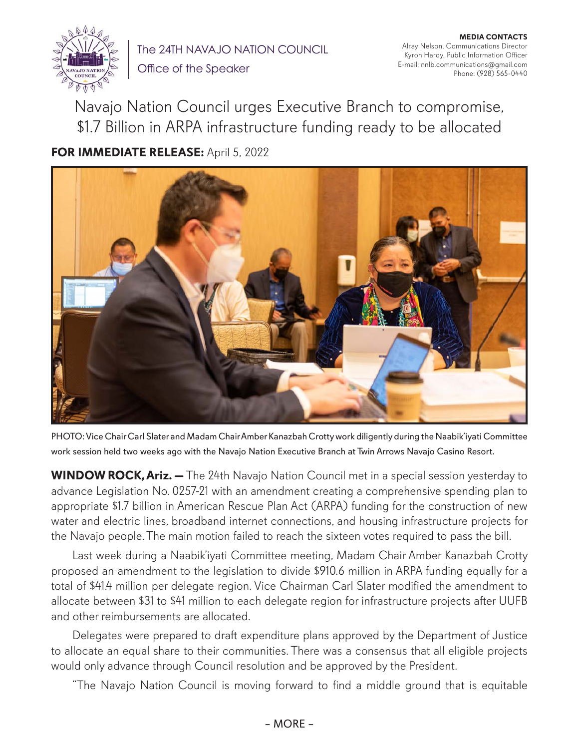The 24TH NAVAJO NATION COUNCIL

Office of the Speaker

**MEDIA CONTACTS**
Alray Nelson, Communications Director
Kyron Hardy, Public Information Officer
E-mail: nnlb.communications@gmail.com
Phone: (928) 565-0440

# Navajo Nation Council urges Executive Branch to compromise, $1.7 Billion in ARPA infrastructure funding ready to be allocated

**FOR IMMEDIATE RELEASE:** April 5, 2022

PHOTO: Vice Chair Carl Slater and Madam Chair Amber Kanazbah Crotty work diligently during the Naabik'íyáti Committee work session held two weeks ago with the Navajo Nation Executive Branch at Twin Arrows Navajo Casino Resort.

**WINDOW ROCK, Ariz. —** The 24th Navajo Nation Council met in a special session yesterday to advance Legislation No. 0257-21 with an amendment creating a comprehensive spending plan to appropriate $1.7 billion in American Rescue Plan Act (ARPA) funding for the construction of new water and electric lines, broadband internet connections, and housing infrastructure projects for the Navajo people. The main motion failed to reach the sixteen votes required to pass the bill.

Last week during a Naabik'íyáti Committee meeting, Madam Chair Amber Kanazbah Crotty proposed an amendment to the legislation to divide $910.6 million in ARPA funding equally for a total of $41.4 million per delegate region. Vice Chairman Carl Slater modified the amendment to allocate between $31 to $41 million to each delegate region for infrastructure projects after UUFB and other reimbursements are allocated.

Delegates were prepared to draft expenditure plans approved by the Department of Justice to allocate an equal share to their communities. There was a consensus that all eligible projects would only advance through Council resolution and be approved by the President.

"The Navajo Nation Council is moving forward to find a middle ground that is equitable

– MORE –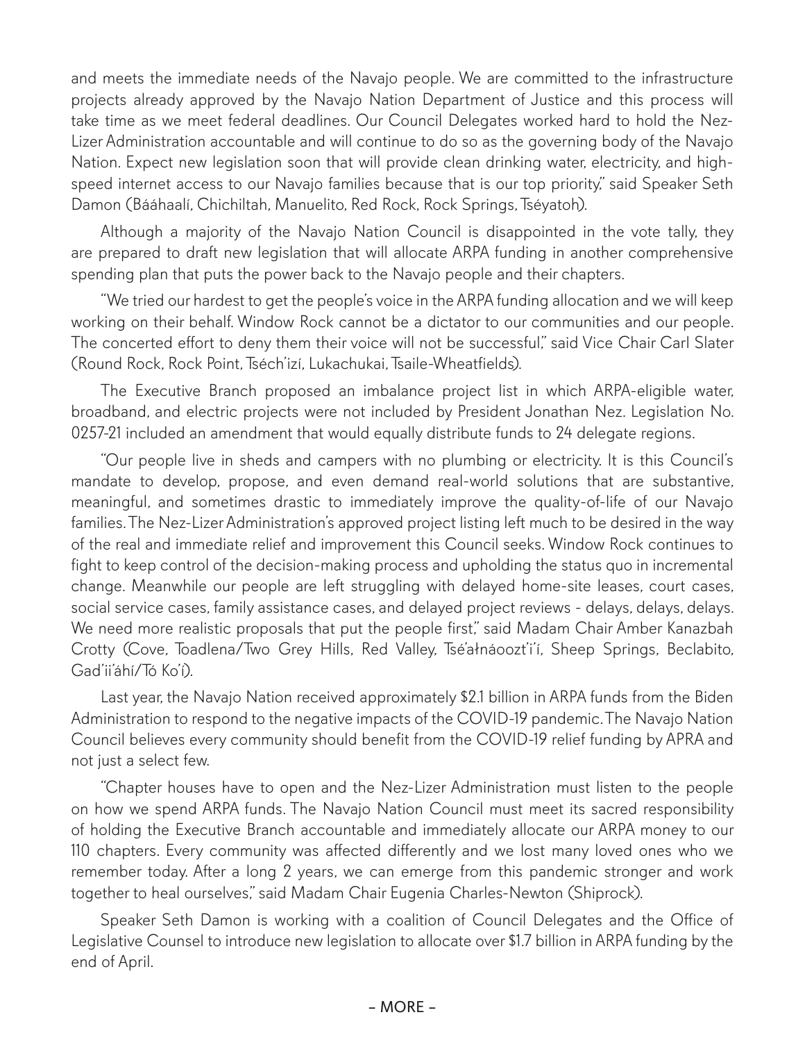and meets the immediate needs of the Navajo people. We are committed to the infrastructure projects already approved by the Navajo Nation Department of Justice and this process will take time as we meet federal deadlines. Our Council Delegates worked hard to hold the Nez-Lizer Administration accountable and will continue to do so as the governing body of the Navajo Nation. Expect new legislation soon that will provide clean drinking water, electricity, and high-speed internet access to our Navajo families because that is our top priority," said Speaker Seth Damon (Bááhaalí, Chichiltah, Manuelito, Red Rock, Rock Springs, Tséyatoh).

Although a majority of the Navajo Nation Council is disappointed in the vote tally, they are prepared to draft new legislation that will allocate ARPA funding in another comprehensive spending plan that puts the power back to the Navajo people and their chapters.

"We tried our hardest to get the people's voice in the ARPA funding allocation and we will keep working on their behalf. Window Rock cannot be a dictator to our communities and our people. The concerted effort to deny them their voice will not be successful," said Vice Chair Carl Slater (Round Rock, Rock Point, Tséch'izí, Lukachukai, Tsaile-Wheatfields).

The Executive Branch proposed an imbalance project list in which ARPA-eligible water, broadband, and electric projects were not included by President Jonathan Nez. Legislation No. 0257-21 included an amendment that would equally distribute funds to 24 delegate regions.

"Our people live in sheds and campers with no plumbing or electricity. It is this Council's mandate to develop, propose, and even demand real-world solutions that are substantive, meaningful, and sometimes drastic to immediately improve the quality-of-life of our Navajo families. The Nez-Lizer Administration's approved project listing left much to be desired in the way of the real and immediate relief and improvement this Council seeks. Window Rock continues to fight to keep control of the decision-making process and upholding the status quo in incremental change. Meanwhile our people are left struggling with delayed home-site leases, court cases, social service cases, family assistance cases, and delayed project reviews - delays, delays, delays. We need more realistic proposals that put the people first," said Madam Chair Amber Kanazbah Crotty (Cove, Toadlena/Two Grey Hills, Red Valley, Tsé'ałnáoozt'i'í, Sheep Springs, Beclabito, Gad'ii'áhí/Tó Ko'í).

Last year, the Navajo Nation received approximately $2.1 billion in ARPA funds from the Biden Administration to respond to the negative impacts of the COVID-19 pandemic. The Navajo Nation Council believes every community should benefit from the COVID-19 relief funding by APRA and not just a select few.

"Chapter houses have to open and the Nez-Lizer Administration must listen to the people on how we spend ARPA funds. The Navajo Nation Council must meet its sacred responsibility of holding the Executive Branch accountable and immediately allocate our ARPA money to our 110 chapters. Every community was affected differently and we lost many loved ones who we remember today. After a long 2 years, we can emerge from this pandemic stronger and work together to heal ourselves," said Madam Chair Eugenia Charles-Newton (Shiprock).

Speaker Seth Damon is working with a coalition of Council Delegates and the Office of Legislative Counsel to introduce new legislation to allocate over $1.7 billion in ARPA funding by the end of April.

– MORE –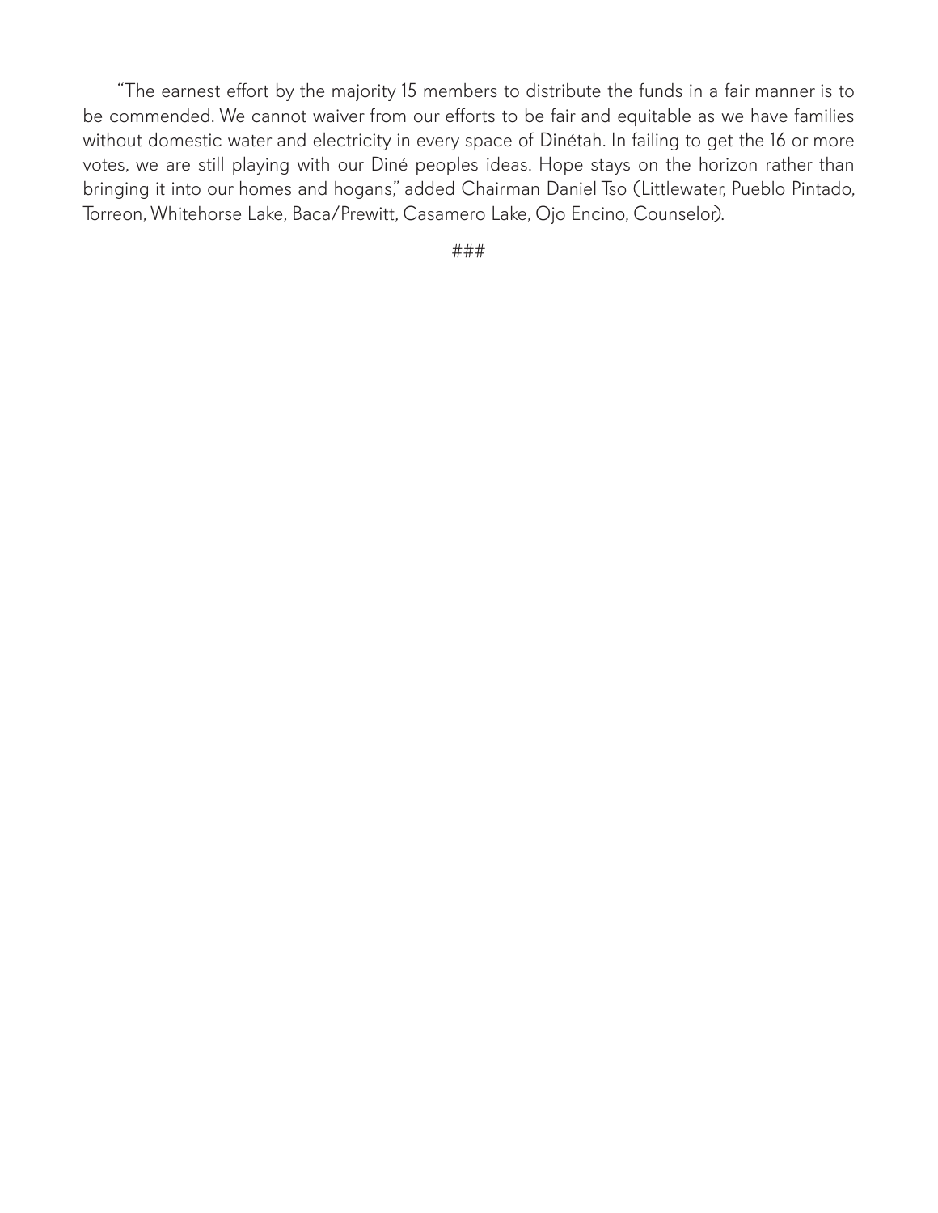"The earnest effort by the majority 15 members to distribute the funds in a fair manner is to be commended. We cannot waiver from our efforts to be fair and equitable as we have families without domestic water and electricity in every space of Dinétah. In failing to get the 16 or more votes, we are still playing with our Diné peoples ideas. Hope stays on the horizon rather than bringing it into our homes and hogans," added Chairman Daniel Tso (Littlewater, Pueblo Pintado, Torreon, Whitehorse Lake, Baca/Prewitt, Casamero Lake, Ojo Encino, Counselor).

###